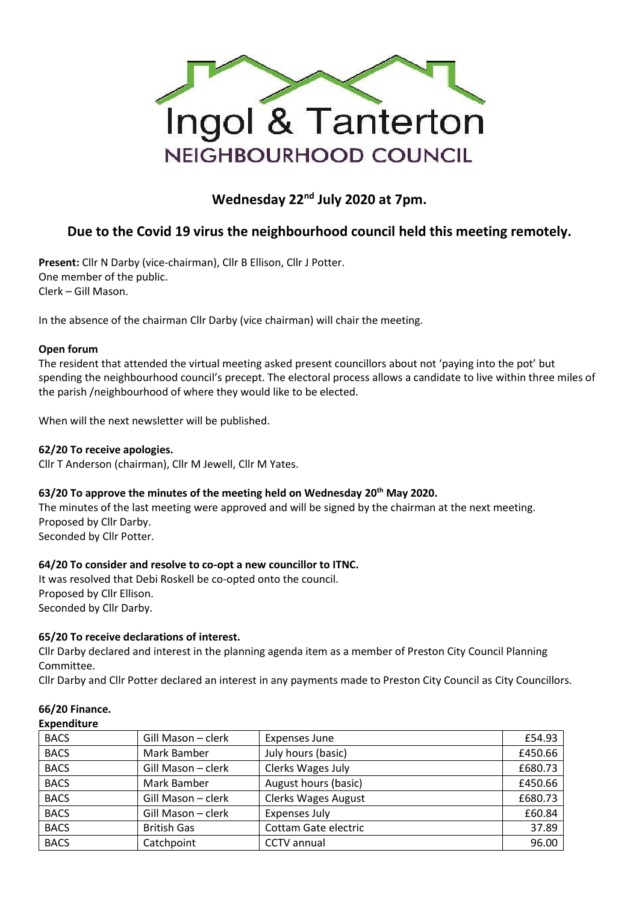# Ingol & Tanterton NEIGHBOURHOOD COUNCIL

## Wednesday 22nd July 2020 at 7pm.

## Due to the Covid 19 virus the neighbourhood council held this meeting remotely.

**Present:** Cllr N Darby (vice-chairman), Cllr B Ellison, Cllr J Potter.
One member of the public.
Clerk – Gill Mason.

In the absence of the chairman Cllr Darby (vice chairman) will chair the meeting.

### Open forum

The resident that attended the virtual meeting asked present councillors about not 'paying into the pot' but spending the neighbourhood council's precept. The electoral process allows a candidate to live within three miles of the parish /neighbourhood of where they would like to be elected.

When will the next newsletter will be published.

### 62/20 To receive apologies.

Cllr T Anderson (chairman), Cllr M Jewell, Cllr M Yates.

### 63/20 To approve the minutes of the meeting held on Wednesday 20th May 2020.

The minutes of the last meeting were approved and will be signed by the chairman at the next meeting.
Proposed by Cllr Darby.
Seconded by Cllr Potter.

### 64/20 To consider and resolve to co-opt a new councillor to ITNC.

It was resolved that Debi Roskell be co-opted onto the council.
Proposed by Cllr Ellison.
Seconded by Cllr Darby.

### 65/20 To receive declarations of interest.

Cllr Darby declared and interest in the planning agenda item as a member of Preston City Council Planning Committee.

Cllr Darby and Cllr Potter declared an interest in any payments made to Preston City Council as City Councillors.

### 66/20 Finance.

**Expenditure**

| | | | |
|---|---|---|---|
| BACS | Gill Mason – clerk | Expenses June | £54.93 |
| BACS | Mark Bamber | July hours (basic) | £450.66 |
| BACS | Gill Mason – clerk | Clerks Wages July | £680.73 |
| BACS | Mark Bamber | August hours (basic) | £450.66 |
| BACS | Gill Mason – clerk | Clerks Wages August | £680.73 |
| BACS | Gill Mason – clerk | Expenses July | £60.84 |
| BACS | British Gas | Cottam Gate electric | 37.89 |
| BACS | Catchpoint | CCTV annual | 96.00 |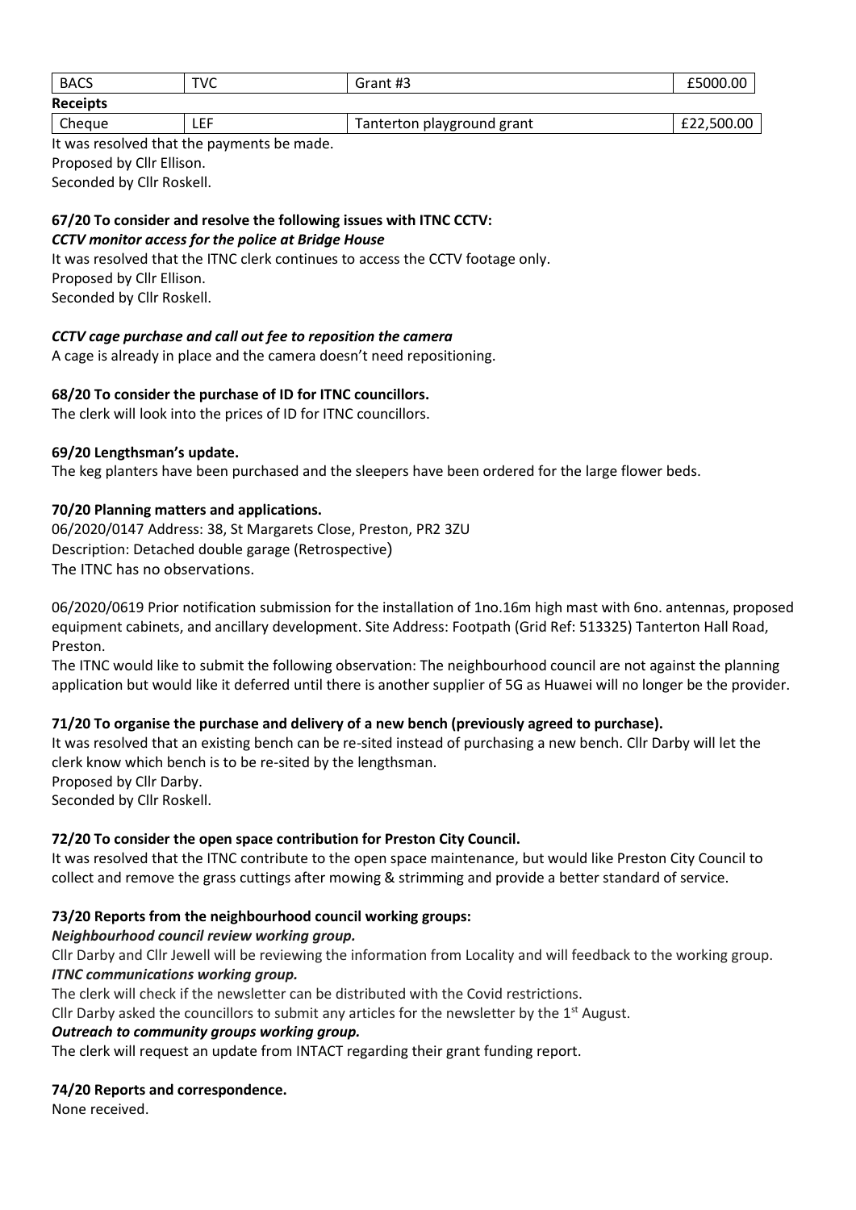| BACS | TVC | Grant #3 | £5000.00 |
| --- | --- | --- | --- |
| **Receipts** | | | |
| Cheque | LEF | Tanterton playground grant | £22,500.00 |

It was resolved that the payments be made.
Proposed by Cllr Ellison.
Seconded by Cllr Roskell.

**67/20 To consider and resolve the following issues with ITNC CCTV:**

***CCTV monitor access for the police at Bridge House***

It was resolved that the ITNC clerk continues to access the CCTV footage only.
Proposed by Cllr Ellison.
Seconded by Cllr Roskell.

***CCTV cage purchase and call out fee to reposition the camera***

A cage is already in place and the camera doesn't need repositioning.

**68/20 To consider the purchase of ID for ITNC councillors.**

The clerk will look into the prices of ID for ITNC councillors.

**69/20 Lengthsman's update.**

The keg planters have been purchased and the sleepers have been ordered for the large flower beds.

**70/20 Planning matters and applications.**

06/2020/0147 Address: 38, St Margarets Close, Preston, PR2 3ZU
Description: Detached double garage (Retrospective)
The ITNC has no observations.

06/2020/0619 Prior notification submission for the installation of 1no.16m high mast with 6no. antennas, proposed equipment cabinets, and ancillary development. Site Address: Footpath (Grid Ref: 513325) Tanterton Hall Road, Preston.

The ITNC would like to submit the following observation: The neighbourhood council are not against the planning application but would like it deferred until there is another supplier of 5G as Huawei will no longer be the provider.

**71/20 To organise the purchase and delivery of a new bench (previously agreed to purchase).**

It was resolved that an existing bench can be re-sited instead of purchasing a new bench. Cllr Darby will let the clerk know which bench is to be re-sited by the lengthsman.
Proposed by Cllr Darby.
Seconded by Cllr Roskell.

**72/20 To consider the open space contribution for Preston City Council.**

It was resolved that the ITNC contribute to the open space maintenance, but would like Preston City Council to collect and remove the grass cuttings after mowing & strimming and provide a better standard of service.

**73/20 Reports from the neighbourhood council working groups:**

***Neighbourhood council review working group.***

Cllr Darby and Cllr Jewell will be reviewing the information from Locality and will feedback to the working group.

***ITNC communications working group.***

The clerk will check if the newsletter can be distributed with the Covid restrictions.
Cllr Darby asked the councillors to submit any articles for the newsletter by the 1st August.

***Outreach to community groups working group.***

The clerk will request an update from INTACT regarding their grant funding report.

**74/20 Reports and correspondence.**

None received.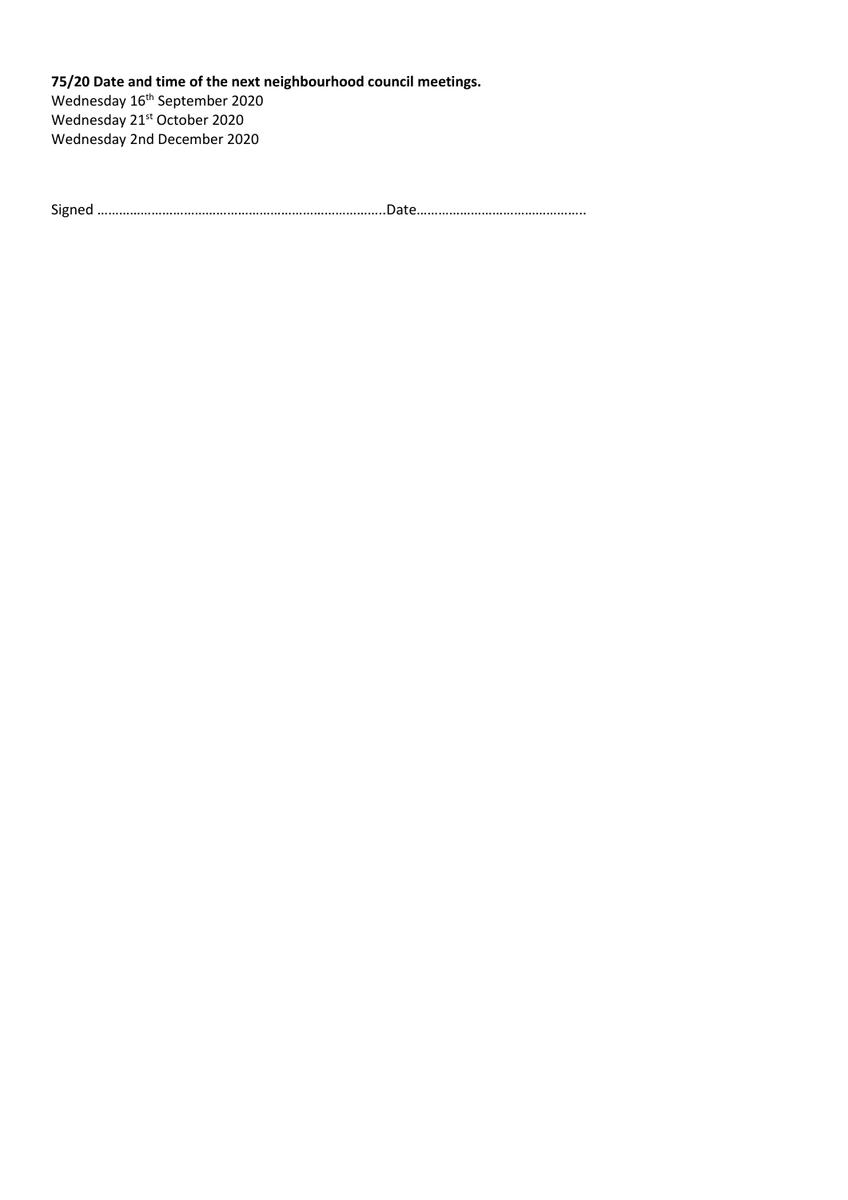**75/20 Date and time of the next neighbourhood council meetings.**

Wednesday 16th September 2020
Wednesday 21st October 2020
Wednesday 2nd December 2020

Signed ……………………………………………………………………..Date………………………………………..